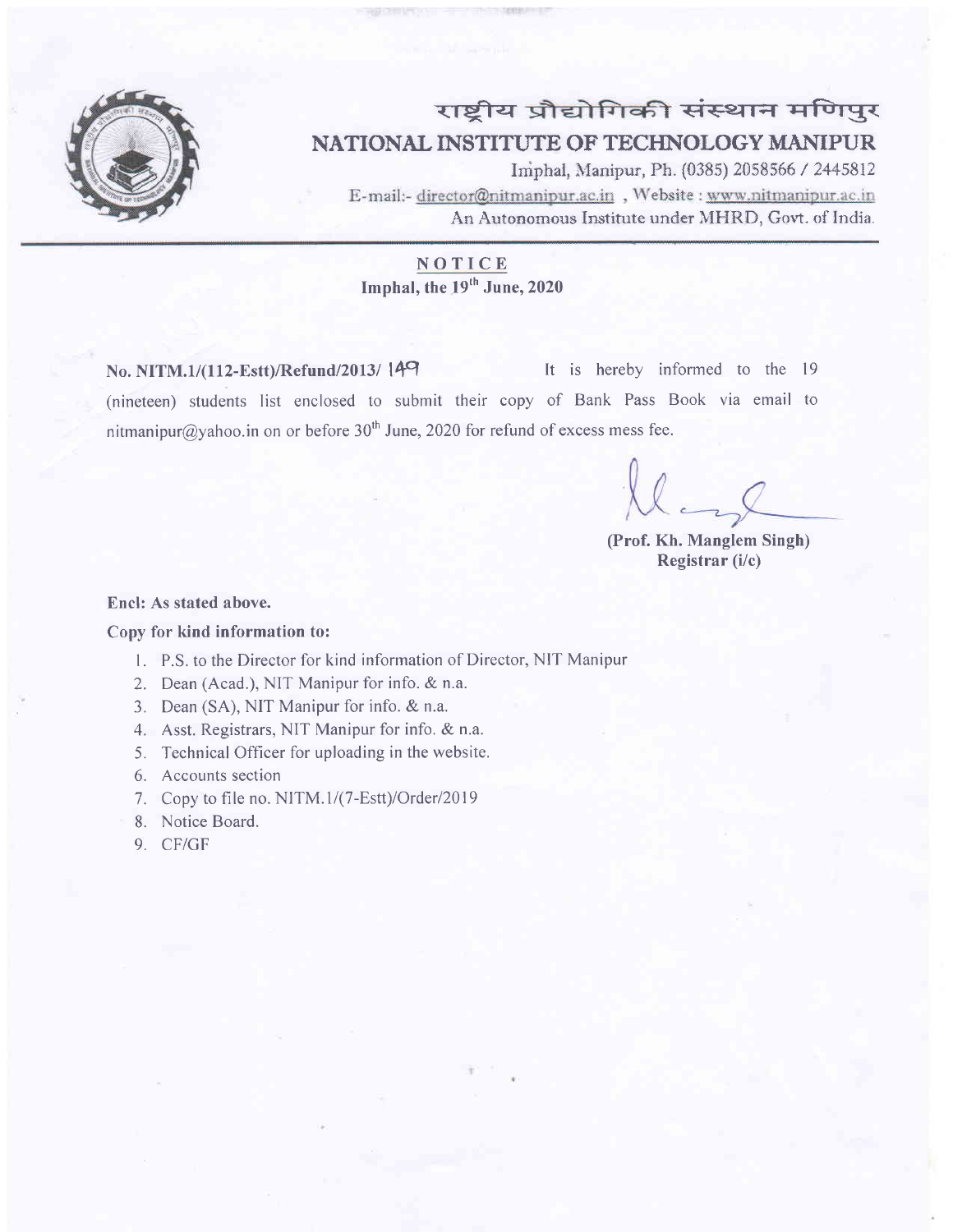# राष्ट्रीय प्रौद्योगिकी संस्थान मणिपुर

# NATIONAL INSTITUTE OF TECHNOLOGY MANIPUR

Imphal, Manipur, Ph. (0385) 2058566 / 2445812

E-mail:- director@nitmanipur.ac.in , Website : www.nitmanipur.ac.in

An Autonomous Institute under MHRD, Govt. of India.

## NOTICE

**Imphal, the 19th June, 2020**

**No. NITM.1/(112-Estt)/Refund/2013/ 149** It is hereby informed to the 19 (nineteen) students list enclosed to submit their copy of Bank Pass Book via email to nitmanipur@yahoo.in on or before 30th June, 2020 for refund of excess mess fee.

**(Prof. Kh. Manglem Singh)**
**Registrar (i/c)**

**Encl: As stated above.**

**Copy for kind information to:**

1. P.S. to the Director for kind information of Director, NIT Manipur
2. Dean (Acad.), NIT Manipur for info. & n.a.
3. Dean (SA), NIT Manipur for info. & n.a.
4. Asst. Registrars, NIT Manipur for info. & n.a.
5. Technical Officer for uploading in the website.
6. Accounts section
7. Copy to file no. NITM.1/(7-Estt)/Order/2019
8. Notice Board.
9. CF/GF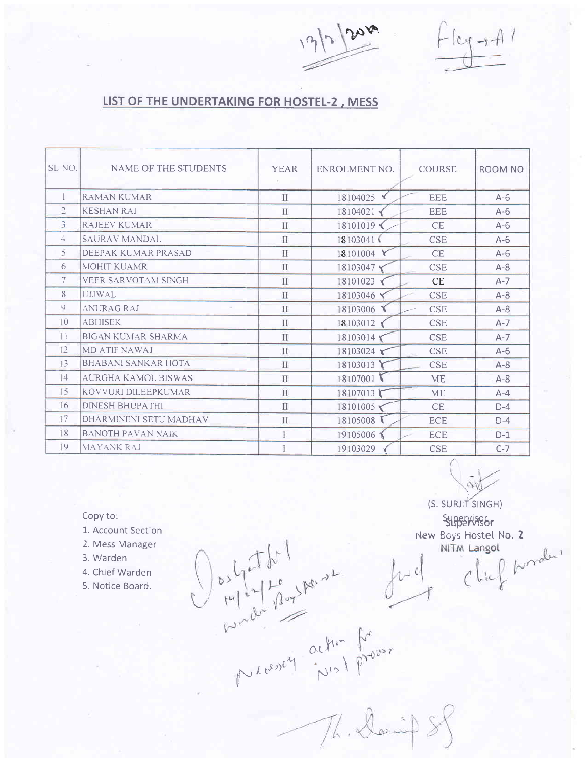13/2/2020 Flag → A1

## LIST OF THE UNDERTAKING FOR HOSTEL-2 , MESS

| SL NO. | NAME OF THE STUDENTS | YEAR | ENROLMENT NO. | COURSE | ROOM NO |
|---|---|---|---|---|---|
| 1 | RAMAN KUMAR | II | 18104025 | EEE | A-6 |
| 2 | KESHAN RAJ | II | 18104021 | EEE | A-6 |
| 3 | RAJEEV KUMAR | II | 18101019 | CE | A-6 |
| 4 | SAURAV MANDAL | II | 18103041 | CSE | A-6 |
| 5 | DEEPAK KUMAR PRASAD | II | 18101004 | CE | A-6 |
| 6 | MOHIT KUAMR | II | 18103047 | CSE | A-8 |
| 7 | VEER SARVOTAM SINGH | II | 18101023 | CE | A-7 |
| 8 | UJJWAL | II | 18103046 | CSE | A-8 |
| 9 | ANURAG RAJ | II | 18103006 | CSE | A-8 |
| 10 | ABHISEK | II | 18103012 | CSE | A-7 |
| 11 | BIGAN KUMAR SHARMA | II | 18103014 | CSE | A-7 |
| 12 | MD ATIF NAWAJ | II | 18103024 | CSE | A-6 |
| 13 | BHABANI SANKAR HOTA | II | 18103013 | CSE | A-8 |
| 14 | AURGHA KAMOL BISWAS | II | 18107001 | ME | A-8 |
| 15 | KOVVURI DILEEPKUMAR | II | 18107013 | ME | A-4 |
| 16 | DINESH BHUPATHI | II | 18101005 | CE | D-4 |
| 17 | DHARMINENI SETU MADHAV | II | 18105008 | ECE | D-4 |
| 18 | BANOTH PAVAN NAIK | I | 19105006 | ECE | D-1 |
| 19 | MAYANK RAJ | I | 19103029 | CSE | C-7 |

(S. SURJIT SINGH)
Supervisor
New Boys Hostel No. 2
NITM Langol

Copy to:
1. Account Section
2. Mess Manager
3. Warden
4. Chief Warden
5. Notice Board.

14/2/20
Warden Boys Hostel 2

Fwd
Chief Warden

Necessary action for next process